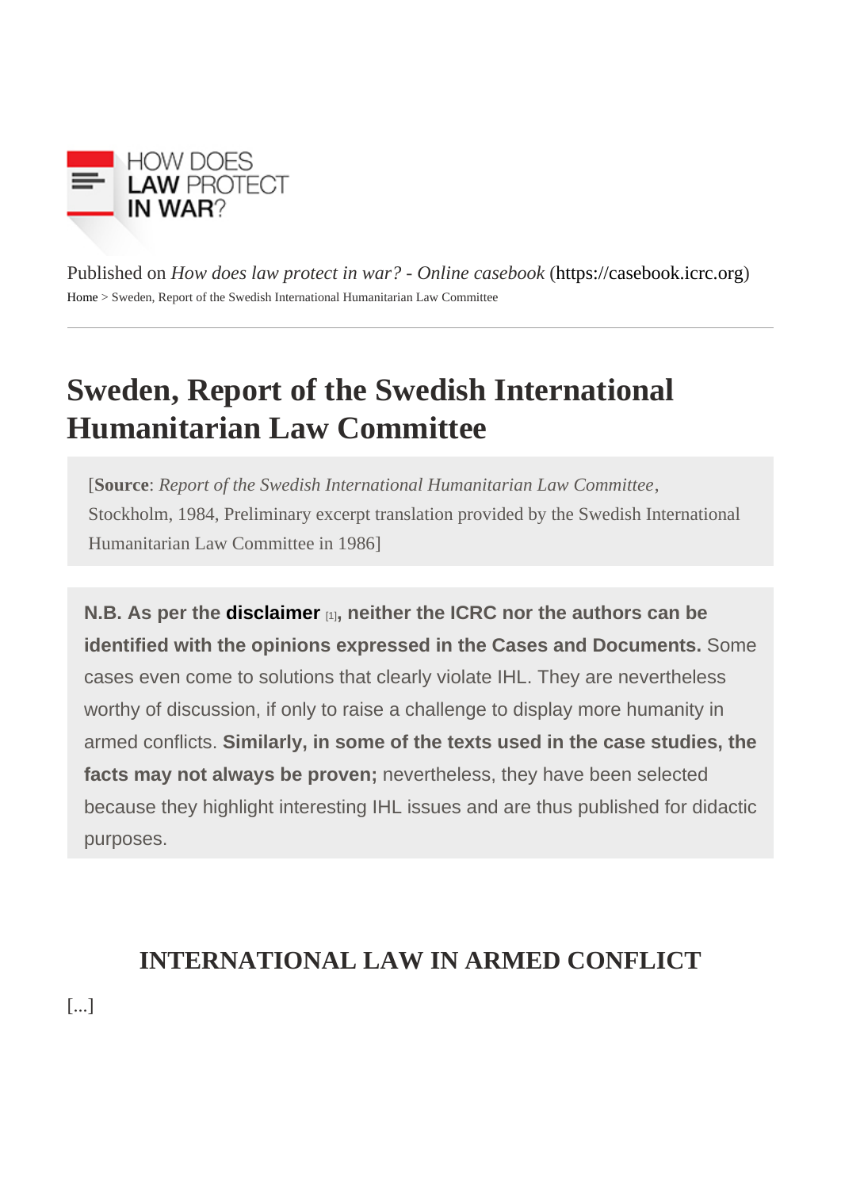HOW DOES
LAW PROTECT
IN WAR?

Published on *How does law protect in war? - Online casebook* (https://casebook.icrc.org)

Home > Sweden, Report of the Swedish International Humanitarian Law Committee

# Sweden, Report of the Swedish International Humanitarian Law Committee

[**Source**: *Report of the Swedish International Humanitarian Law Committee*, Stockholm, 1984, Preliminary excerpt translation provided by the Swedish International Humanitarian Law Committee in 1986]

**N.B. As per the disclaimer [1], neither the ICRC nor the authors can be identified with the opinions expressed in the Cases and Documents.** Some cases even come to solutions that clearly violate IHL. They are nevertheless worthy of discussion, if only to raise a challenge to display more humanity in armed conflicts. **Similarly, in some of the texts used in the case studies, the facts may not always be proven;** nevertheless, they have been selected because they highlight interesting IHL issues and are thus published for didactic purposes.

## INTERNATIONAL LAW IN ARMED CONFLICT

[...]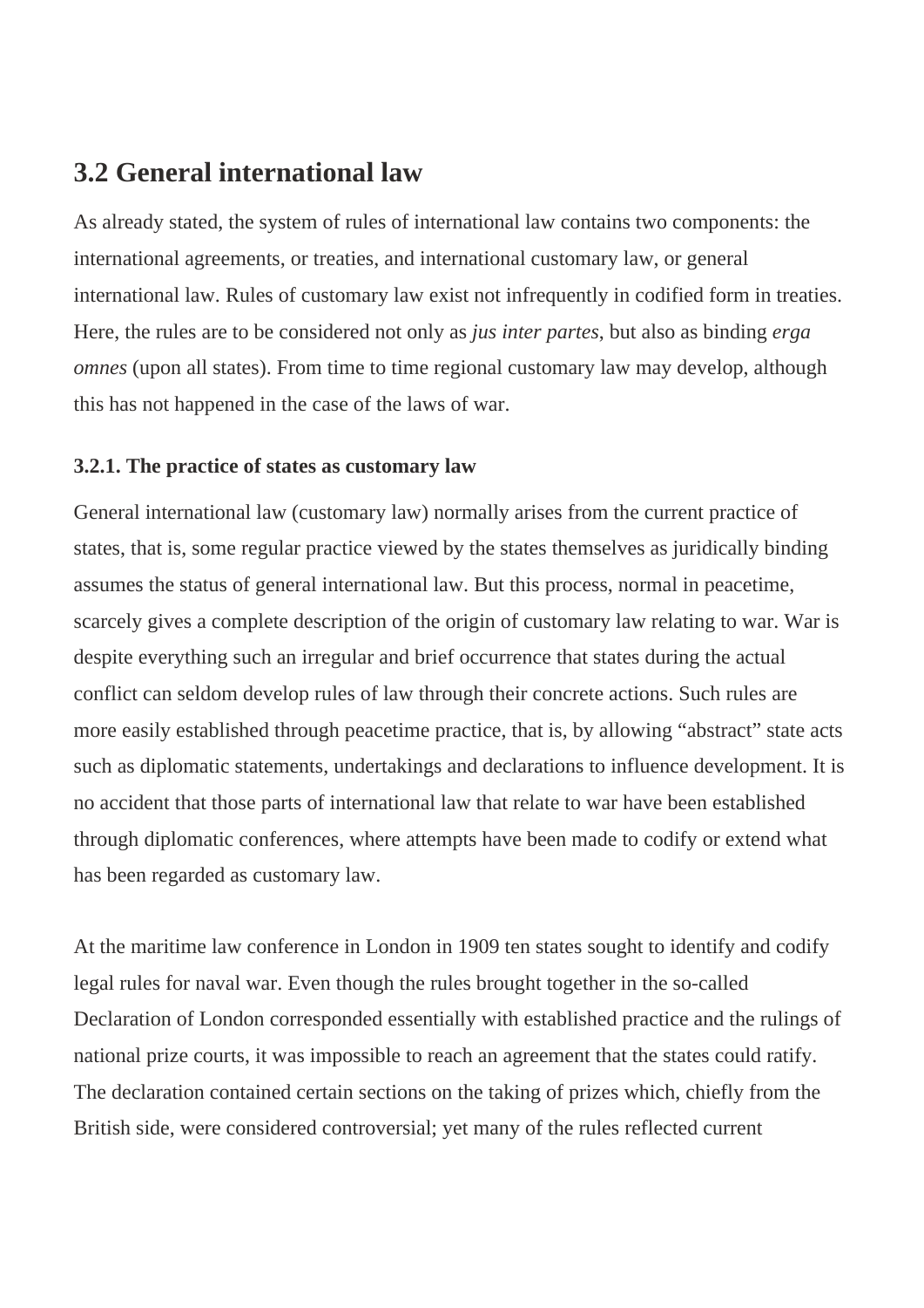## 3.2 General international law

As already stated, the system of rules of international law contains two components: the international agreements, or treaties, and international customary law, or general international law. Rules of customary law exist not infrequently in codified form in treaties. Here, the rules are to be considered not only as *jus inter partes*, but also as binding *erga omnes* (upon all states). From time to time regional customary law may develop, although this has not happened in the case of the laws of war.

### 3.2.1. The practice of states as customary law

General international law (customary law) normally arises from the current practice of states, that is, some regular practice viewed by the states themselves as juridically binding assumes the status of general international law. But this process, normal in peacetime, scarcely gives a complete description of the origin of customary law relating to war. War is despite everything such an irregular and brief occurrence that states during the actual conflict can seldom develop rules of law through their concrete actions. Such rules are more easily established through peacetime practice, that is, by allowing "abstract" state acts such as diplomatic statements, undertakings and declarations to influence development. It is no accident that those parts of international law that relate to war have been established through diplomatic conferences, where attempts have been made to codify or extend what has been regarded as customary law.

At the maritime law conference in London in 1909 ten states sought to identify and codify legal rules for naval war. Even though the rules brought together in the so-called Declaration of London corresponded essentially with established practice and the rulings of national prize courts, it was impossible to reach an agreement that the states could ratify. The declaration contained certain sections on the taking of prizes which, chiefly from the British side, were considered controversial; yet many of the rules reflected current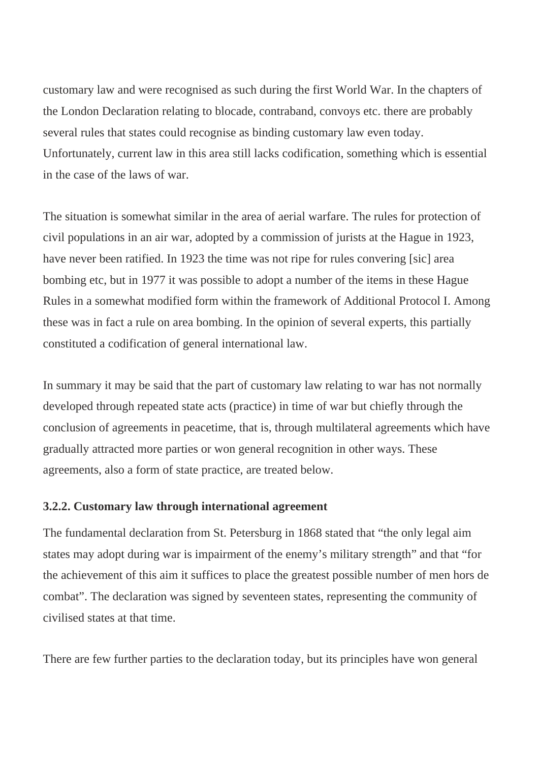customary law and were recognised as such during the first World War. In the chapters of the London Declaration relating to blocade, contraband, convoys etc. there are probably several rules that states could recognise as binding customary law even today. Unfortunately, current law in this area still lacks codification, something which is essential in the case of the laws of war.

The situation is somewhat similar in the area of aerial warfare. The rules for protection of civil populations in an air war, adopted by a commission of jurists at the Hague in 1923, have never been ratified. In 1923 the time was not ripe for rules convering [sic] area bombing etc, but in 1977 it was possible to adopt a number of the items in these Hague Rules in a somewhat modified form within the framework of Additional Protocol I. Among these was in fact a rule on area bombing. In the opinion of several experts, this partially constituted a codification of general international law.

In summary it may be said that the part of customary law relating to war has not normally developed through repeated state acts (practice) in time of war but chiefly through the conclusion of agreements in peacetime, that is, through multilateral agreements which have gradually attracted more parties or won general recognition in other ways. These agreements, also a form of state practice, are treated below.

### 3.2.2. Customary law through international agreement

The fundamental declaration from St. Petersburg in 1868 stated that "the only legal aim states may adopt during war is impairment of the enemy's military strength" and that "for the achievement of this aim it suffices to place the greatest possible number of men hors de combat". The declaration was signed by seventeen states, representing the community of civilised states at that time.

There are few further parties to the declaration today, but its principles have won general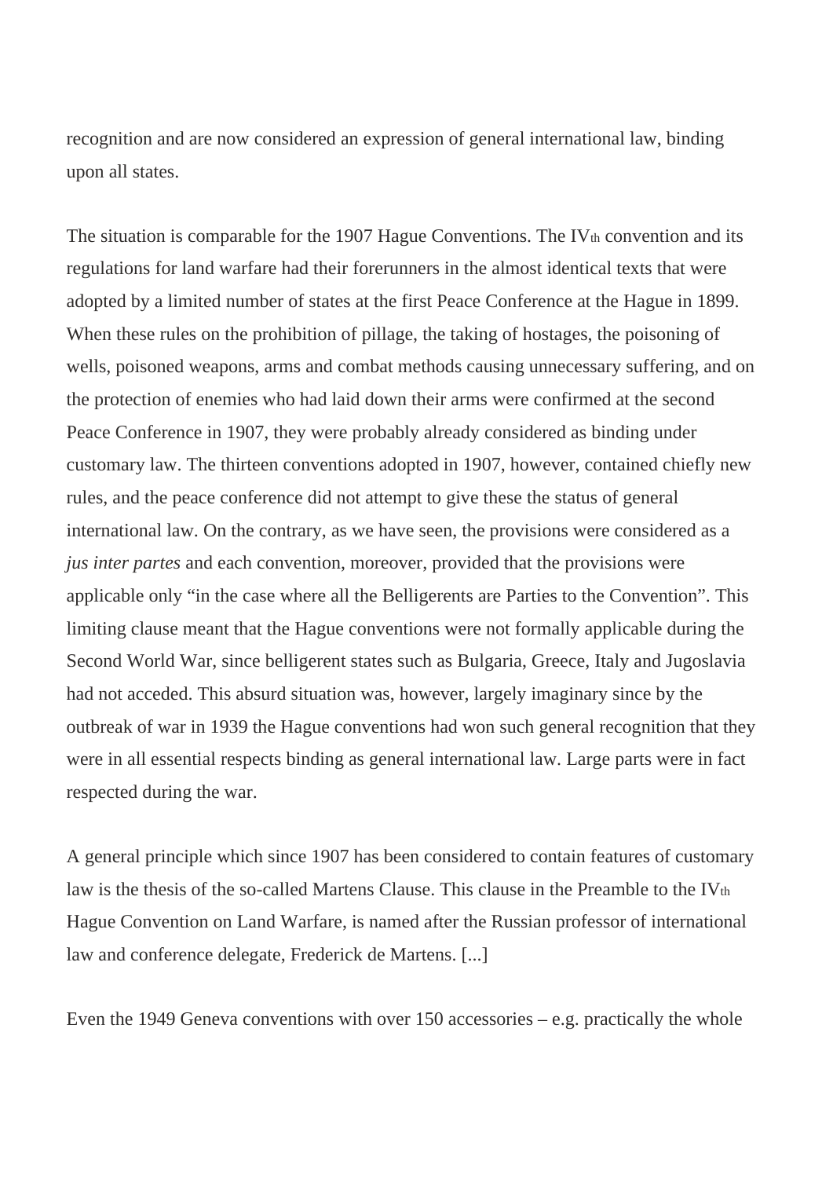recognition and are now considered an expression of general international law, binding upon all states.

The situation is comparable for the 1907 Hague Conventions. The IV$_{th}$ convention and its regulations for land warfare had their forerunners in the almost identical texts that were adopted by a limited number of states at the first Peace Conference at the Hague in 1899. When these rules on the prohibition of pillage, the taking of hostages, the poisoning of wells, poisoned weapons, arms and combat methods causing unnecessary suffering, and on the protection of enemies who had laid down their arms were confirmed at the second Peace Conference in 1907, they were probably already considered as binding under customary law. The thirteen conventions adopted in 1907, however, contained chiefly new rules, and the peace conference did not attempt to give these the status of general international law. On the contrary, as we have seen, the provisions were considered as a *jus inter partes* and each convention, moreover, provided that the provisions were applicable only "in the case where all the Belligerents are Parties to the Convention". This limiting clause meant that the Hague conventions were not formally applicable during the Second World War, since belligerent states such as Bulgaria, Greece, Italy and Jugoslavia had not acceded. This absurd situation was, however, largely imaginary since by the outbreak of war in 1939 the Hague conventions had won such general recognition that they were in all essential respects binding as general international law. Large parts were in fact respected during the war.

A general principle which since 1907 has been considered to contain features of customary law is the thesis of the so-called Martens Clause. This clause in the Preamble to the IV$_{th}$ Hague Convention on Land Warfare, is named after the Russian professor of international law and conference delegate, Frederick de Martens. [...]

Even the 1949 Geneva conventions with over 150 accessories – e.g. practically the whole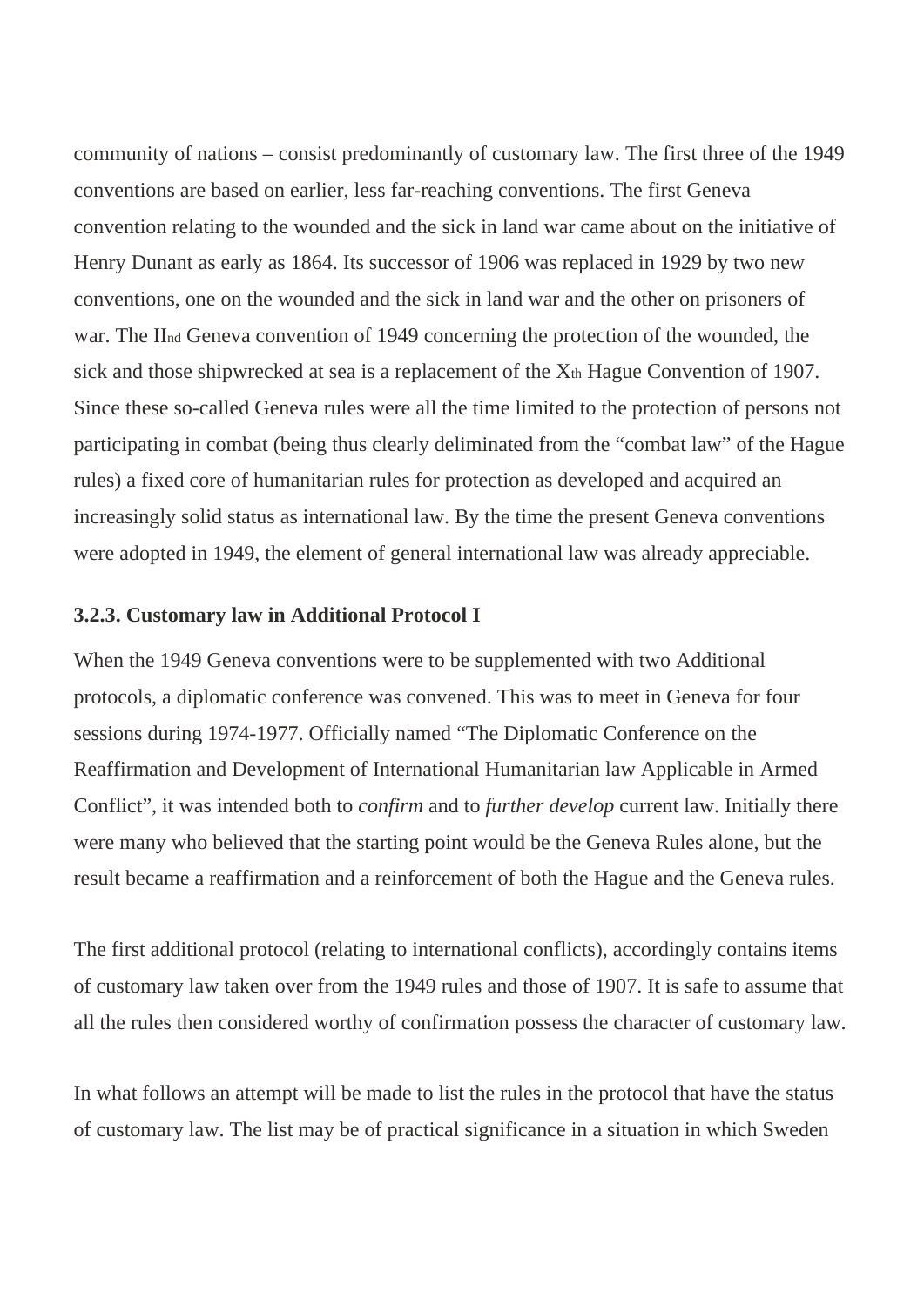community of nations – consist predominantly of customary law. The first three of the 1949 conventions are based on earlier, less far-reaching conventions. The first Geneva convention relating to the wounded and the sick in land war came about on the initiative of Henry Dunant as early as 1864. Its successor of 1906 was replaced in 1929 by two new conventions, one on the wounded and the sick in land war and the other on prisoners of war. The IInd Geneva convention of 1949 concerning the protection of the wounded, the sick and those shipwrecked at sea is a replacement of the Xth Hague Convention of 1907. Since these so-called Geneva rules were all the time limited to the protection of persons not participating in combat (being thus clearly deliminated from the "combat law" of the Hague rules) a fixed core of humanitarian rules for protection as developed and acquired an increasingly solid status as international law. By the time the present Geneva conventions were adopted in 1949, the element of general international law was already appreciable.

### 3.2.3. Customary law in Additional Protocol I

When the 1949 Geneva conventions were to be supplemented with two Additional protocols, a diplomatic conference was convened. This was to meet in Geneva for four sessions during 1974-1977. Officially named "The Diplomatic Conference on the Reaffirmation and Development of International Humanitarian law Applicable in Armed Conflict", it was intended both to *confirm* and to *further develop* current law. Initially there were many who believed that the starting point would be the Geneva Rules alone, but the result became a reaffirmation and a reinforcement of both the Hague and the Geneva rules.

The first additional protocol (relating to international conflicts), accordingly contains items of customary law taken over from the 1949 rules and those of 1907. It is safe to assume that all the rules then considered worthy of confirmation possess the character of customary law.

In what follows an attempt will be made to list the rules in the protocol that have the status of customary law. The list may be of practical significance in a situation in which Sweden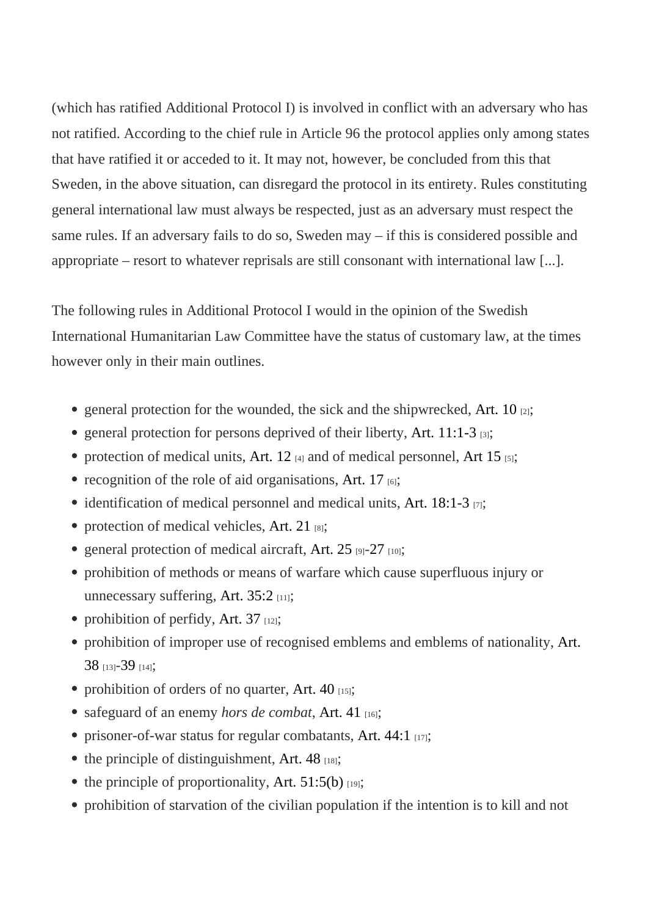(which has ratified Additional Protocol I) is involved in conflict with an adversary who has not ratified. According to the chief rule in Article 96 the protocol applies only among states that have ratified it or acceded to it. It may not, however, be concluded from this that Sweden, in the above situation, can disregard the protocol in its entirety. Rules constituting general international law must always be respected, just as an adversary must respect the same rules. If an adversary fails to do so, Sweden may – if this is considered possible and appropriate – resort to whatever reprisals are still consonant with international law [...].

The following rules in Additional Protocol I would in the opinion of the Swedish International Humanitarian Law Committee have the status of customary law, at the times however only in their main outlines.

- general protection for the wounded, the sick and the shipwrecked, Art. 10 [2];
- general protection for persons deprived of their liberty, Art. 11:1-3 [3];
- protection of medical units, Art. 12 [4] and of medical personnel, Art 15 [5];
- recognition of the role of aid organisations, Art. 17 [6];
- identification of medical personnel and medical units, Art. 18:1-3 [7];
- protection of medical vehicles, Art. 21 [8];
- general protection of medical aircraft, Art. 25 [9]-27 [10];
- prohibition of methods or means of warfare which cause superfluous injury or unnecessary suffering, Art. 35:2 [11];
- prohibition of perfidy, Art. 37 [12];
- prohibition of improper use of recognised emblems and emblems of nationality, Art. 38 [13]-39 [14];
- prohibition of orders of no quarter, Art. 40 [15];
- safeguard of an enemy *hors de combat*, Art. 41 [16];
- prisoner-of-war status for regular combatants, Art. 44:1 [17];
- the principle of distinguishment, Art. 48 [18];
- the principle of proportionality, Art. 51:5(b) [19];
- prohibition of starvation of the civilian population if the intention is to kill and not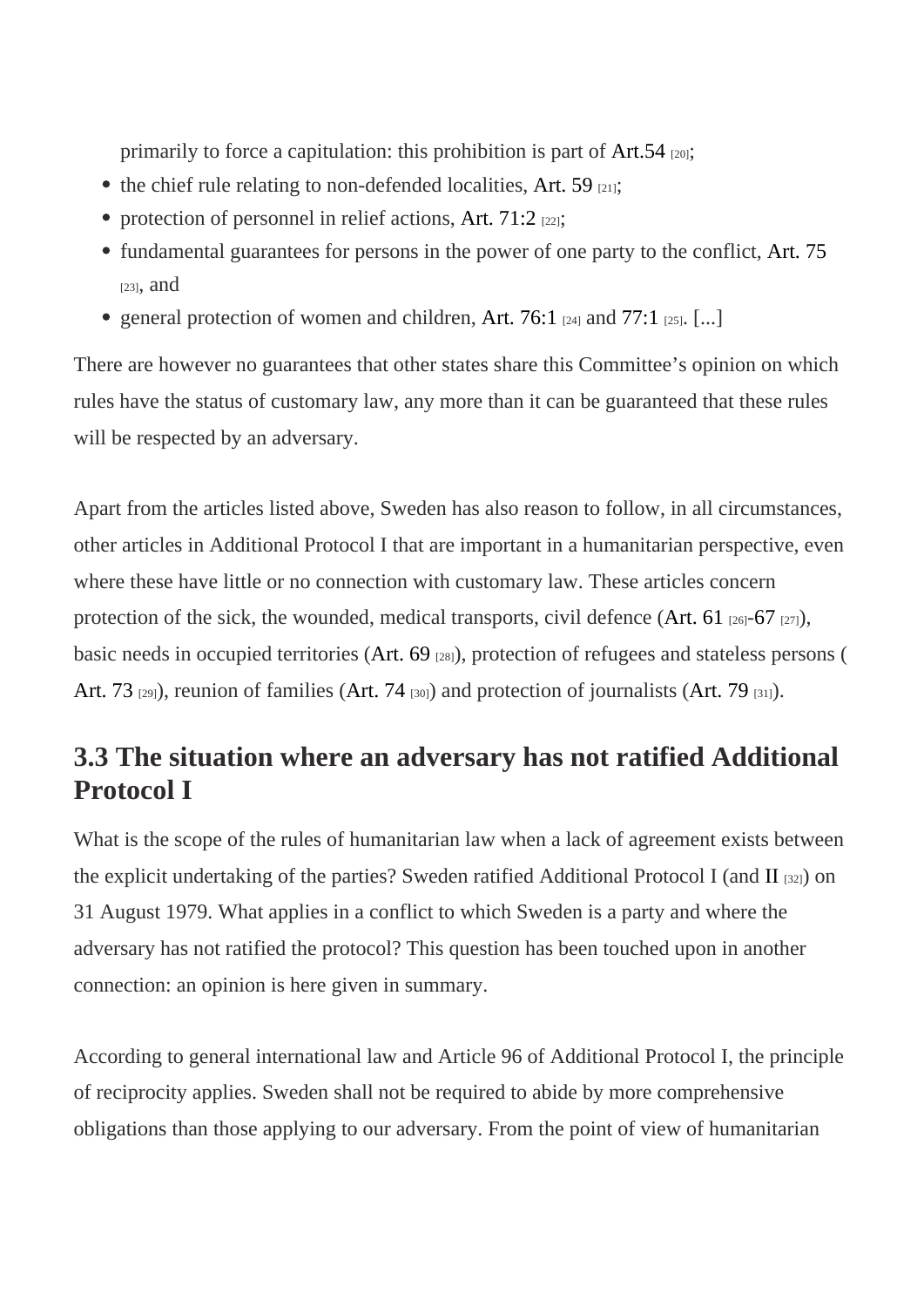primarily to force a capitulation: this prohibition is part of Art.54 [20];

- the chief rule relating to non-defended localities, Art. 59 [21];
- protection of personnel in relief actions, Art. 71:2 [22];
- fundamental guarantees for persons in the power of one party to the conflict, Art. 75 [23], and
- general protection of women and children, Art. 76:1 [24] and 77:1 [25]. [...]

There are however no guarantees that other states share this Committee's opinion on which rules have the status of customary law, any more than it can be guaranteed that these rules will be respected by an adversary.

Apart from the articles listed above, Sweden has also reason to follow, in all circumstances, other articles in Additional Protocol I that are important in a humanitarian perspective, even where these have little or no connection with customary law. These articles concern protection of the sick, the wounded, medical transports, civil defence (Art. 61 [26]-67 [27]), basic needs in occupied territories (Art. 69 [28]), protection of refugees and stateless persons (Art. 73 [29]), reunion of families (Art. 74 [30]) and protection of journalists (Art. 79 [31]).

## 3.3 The situation where an adversary has not ratified Additional Protocol I

What is the scope of the rules of humanitarian law when a lack of agreement exists between the explicit undertaking of the parties? Sweden ratified Additional Protocol I (and II [32]) on 31 August 1979. What applies in a conflict to which Sweden is a party and where the adversary has not ratified the protocol? This question has been touched upon in another connection: an opinion is here given in summary.

According to general international law and Article 96 of Additional Protocol I, the principle of reciprocity applies. Sweden shall not be required to abide by more comprehensive obligations than those applying to our adversary. From the point of view of humanitarian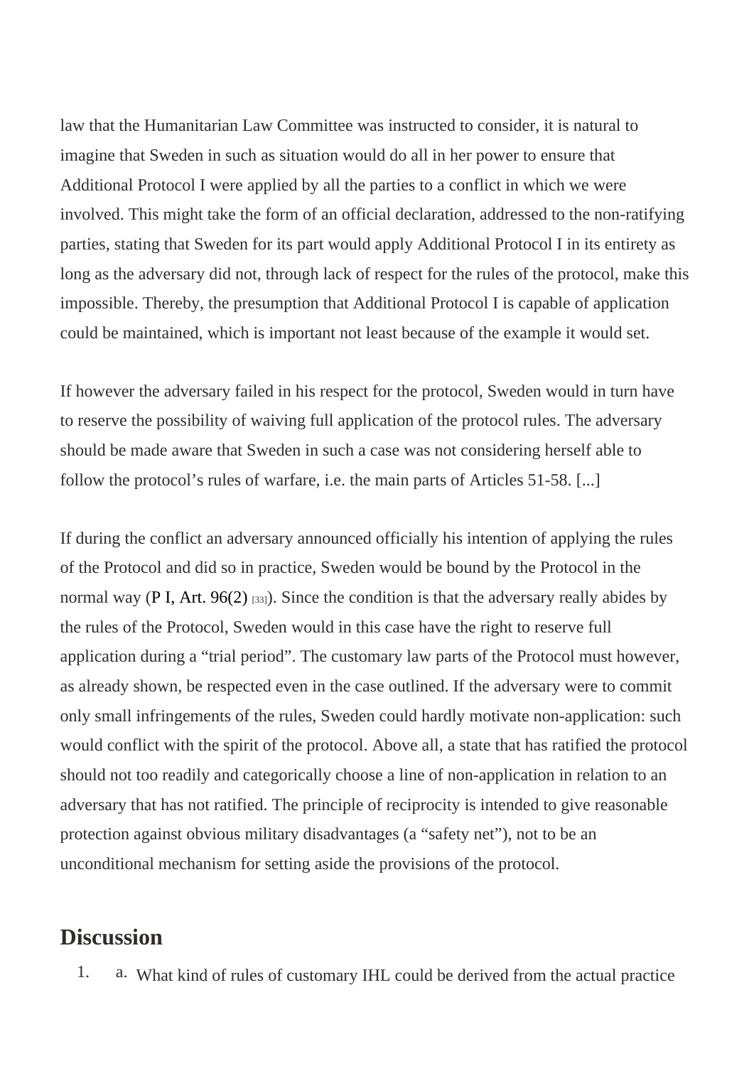law that the Humanitarian Law Committee was instructed to consider, it is natural to imagine that Sweden in such as situation would do all in her power to ensure that Additional Protocol I were applied by all the parties to a conflict in which we were involved. This might take the form of an official declaration, addressed to the non-ratifying parties, stating that Sweden for its part would apply Additional Protocol I in its entirety as long as the adversary did not, through lack of respect for the rules of the protocol, make this impossible. Thereby, the presumption that Additional Protocol I is capable of application could be maintained, which is important not least because of the example it would set.

If however the adversary failed in his respect for the protocol, Sweden would in turn have to reserve the possibility of waiving full application of the protocol rules. The adversary should be made aware that Sweden in such a case was not considering herself able to follow the protocol's rules of warfare, i.e. the main parts of Articles 51-58. [...]

If during the conflict an adversary announced officially his intention of applying the rules of the Protocol and did so in practice, Sweden would be bound by the Protocol in the normal way (P I, Art. 96(2) [33]). Since the condition is that the adversary really abides by the rules of the Protocol, Sweden would in this case have the right to reserve full application during a "trial period". The customary law parts of the Protocol must however, as already shown, be respected even in the case outlined. If the adversary were to commit only small infringements of the rules, Sweden could hardly motivate non-application: such would conflict with the spirit of the protocol. Above all, a state that has ratified the protocol should not too readily and categorically choose a line of non-application in relation to an adversary that has not ratified. The principle of reciprocity is intended to give reasonable protection against obvious military disadvantages (a "safety net"), not to be an unconditional mechanism for setting aside the provisions of the protocol.

## Discussion

1. a. What kind of rules of customary IHL could be derived from the actual practice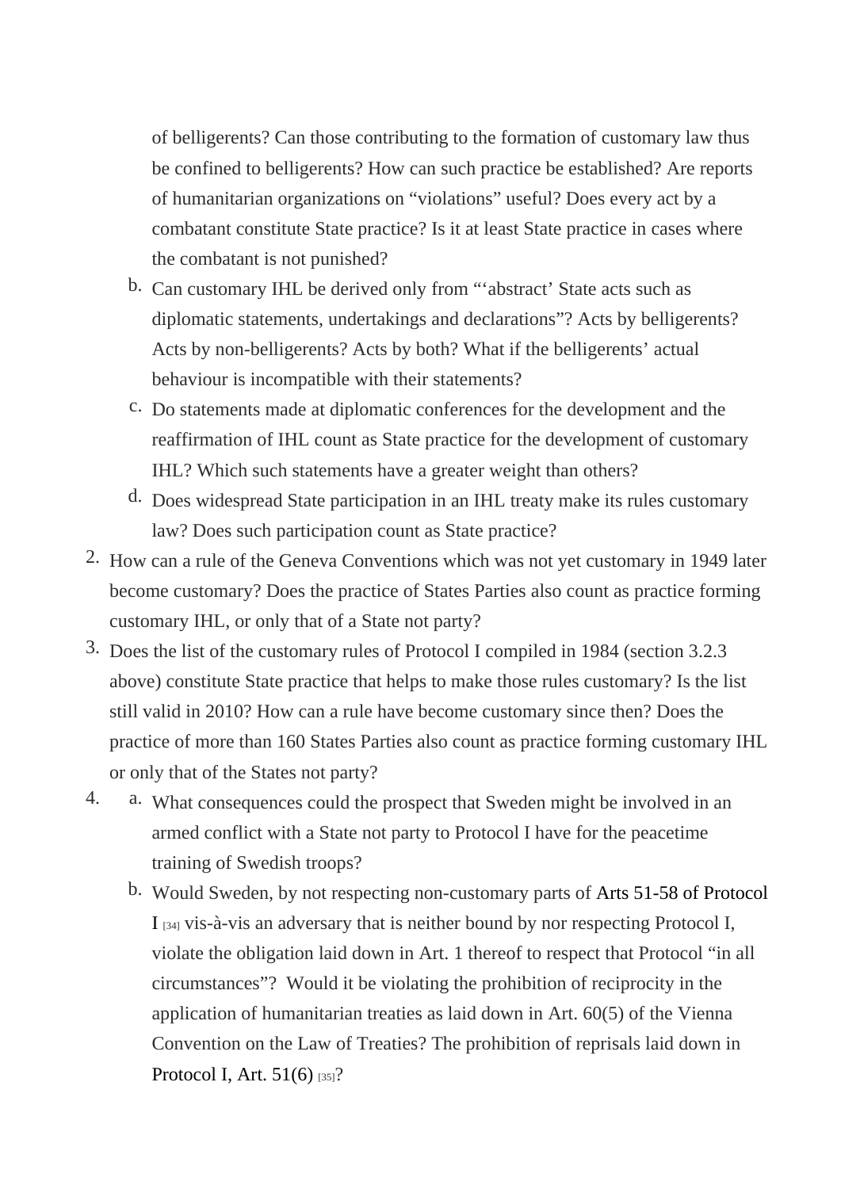of belligerents? Can those contributing to the formation of customary law thus be confined to belligerents? How can such practice be established? Are reports of humanitarian organizations on "violations" useful? Does every act by a combatant constitute State practice? Is it at least State practice in cases where the combatant is not punished?

   b. Can customary IHL be derived only from "'abstract' State acts such as diplomatic statements, undertakings and declarations"? Acts by belligerents? Acts by non-belligerents? Acts by both? What if the belligerents' actual behaviour is incompatible with their statements?

   c. Do statements made at diplomatic conferences for the development and the reaffirmation of IHL count as State practice for the development of customary IHL? Which such statements have a greater weight than others?

   d. Does widespread State participation in an IHL treaty make its rules customary law? Does such participation count as State practice?

2. How can a rule of the Geneva Conventions which was not yet customary in 1949 later become customary? Does the practice of States Parties also count as practice forming customary IHL, or only that of a State not party?

3. Does the list of the customary rules of Protocol I compiled in 1984 (section 3.2.3 above) constitute State practice that helps to make those rules customary? Is the list still valid in 2010? How can a rule have become customary since then? Does the practice of more than 160 States Parties also count as practice forming customary IHL or only that of the States not party?

4. 
   a. What consequences could the prospect that Sweden might be involved in an armed conflict with a State not party to Protocol I have for the peacetime training of Swedish troops?

   b. Would Sweden, by not respecting non-customary parts of Arts 51-58 of Protocol I [34] vis-à-vis an adversary that is neither bound by nor respecting Protocol I, violate the obligation laid down in Art. 1 thereof to respect that Protocol "in all circumstances"? Would it be violating the prohibition of reciprocity in the application of humanitarian treaties as laid down in Art. 60(5) of the Vienna Convention on the Law of Treaties? The prohibition of reprisals laid down in Protocol I, Art. 51(6) [35]?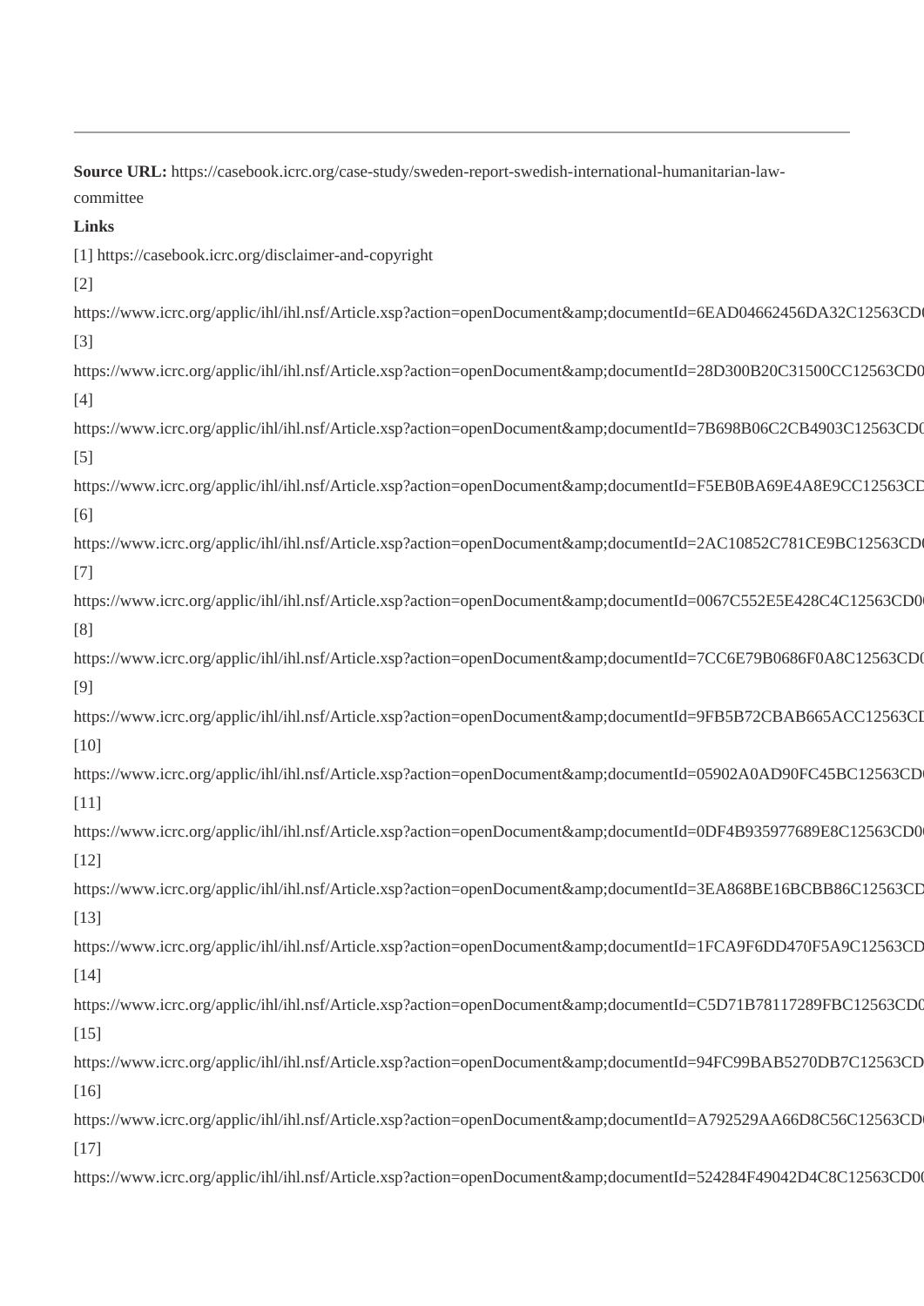**Source URL:** https://casebook.icrc.org/case-study/sweden-report-swedish-international-humanitarian-law-committee

**Links**

[1] https://casebook.icrc.org/disclaimer-and-copyright

[2]

https://www.icrc.org/applic/ihl/ihl.nsf/Article.xsp?action=openDocument&amp;documentId=6EAD04662456DA32C12563CD0

[3]

https://www.icrc.org/applic/ihl/ihl.nsf/Article.xsp?action=openDocument&amp;documentId=28D300B20C31500CC12563CD0

[4]

https://www.icrc.org/applic/ihl/ihl.nsf/Article.xsp?action=openDocument&amp;documentId=7B698B06C2CB4903C12563CD0

[5]

https://www.icrc.org/applic/ihl/ihl.nsf/Article.xsp?action=openDocument&amp;documentId=F5EB0BA69E4A8E9CC12563CD

[6]

https://www.icrc.org/applic/ihl/ihl.nsf/Article.xsp?action=openDocument&amp;documentId=2AC10852C781CE9BC12563CD0

[7]

https://www.icrc.org/applic/ihl/ihl.nsf/Article.xsp?action=openDocument&amp;documentId=0067C552E5E428C4C12563CD0

[8]

https://www.icrc.org/applic/ihl/ihl.nsf/Article.xsp?action=openDocument&amp;documentId=7CC6E79B0686F0A8C12563CD0

[9]

https://www.icrc.org/applic/ihl/ihl.nsf/Article.xsp?action=openDocument&amp;documentId=9FB5B72CBAB665ACC12563CD

[10]

https://www.icrc.org/applic/ihl/ihl.nsf/Article.xsp?action=openDocument&amp;documentId=05902A0AD90FC45BC12563CD0

[11]

https://www.icrc.org/applic/ihl/ihl.nsf/Article.xsp?action=openDocument&amp;documentId=0DF4B935977689E8C12563CD0

[12]

https://www.icrc.org/applic/ihl/ihl.nsf/Article.xsp?action=openDocument&amp;documentId=3EA868BE16BCBB86C12563CD

[13]

https://www.icrc.org/applic/ihl/ihl.nsf/Article.xsp?action=openDocument&amp;documentId=1FCA9F6DD470F5A9C12563CD

[14]

https://www.icrc.org/applic/ihl/ihl.nsf/Article.xsp?action=openDocument&amp;documentId=C5D71B78117289FBC12563CD0

[15]

https://www.icrc.org/applic/ihl/ihl.nsf/Article.xsp?action=openDocument&amp;documentId=94FC99BAB5270DB7C12563CD

[16]

https://www.icrc.org/applic/ihl/ihl.nsf/Article.xsp?action=openDocument&amp;documentId=A792529AA66D8C56C12563CD0

[17]

https://www.icrc.org/applic/ihl/ihl.nsf/Article.xsp?action=openDocument&amp;documentId=524284F49042D4C8C12563CD0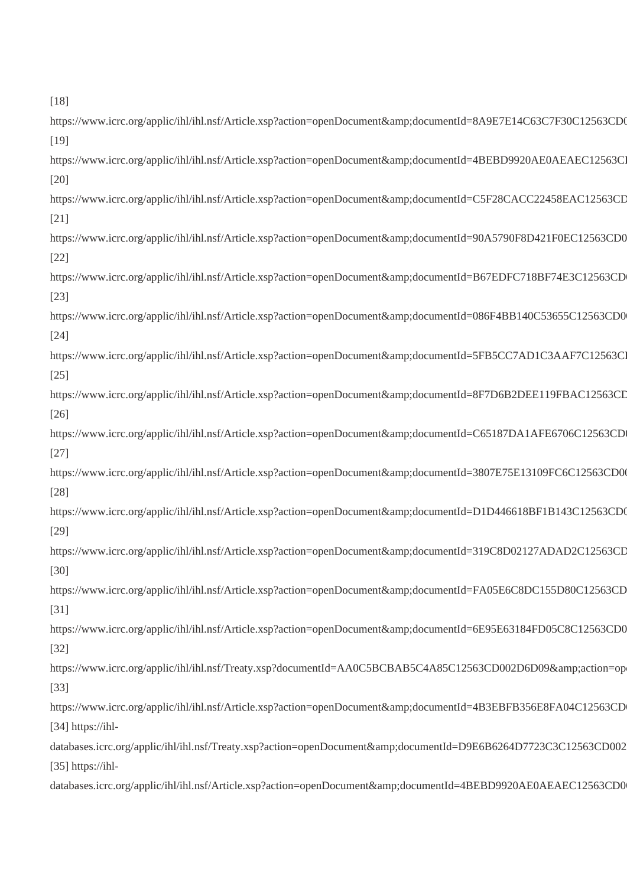[18]

https://www.icrc.org/applic/ihl/ihl.nsf/Article.xsp?action=openDocument&amp;documentId=8A9E7E14C63C7F30C12563CD0

[19]

https://www.icrc.org/applic/ihl/ihl.nsf/Article.xsp?action=openDocument&amp;documentId=4BEBD9920AE0AEAEC12563CI

[20]

https://www.icrc.org/applic/ihl/ihl.nsf/Article.xsp?action=openDocument&amp;documentId=C5F28CACC22458EAC12563CD

[21]

https://www.icrc.org/applic/ihl/ihl.nsf/Article.xsp?action=openDocument&amp;documentId=90A5790F8D421F0EC12563CD0

[22]

https://www.icrc.org/applic/ihl/ihl.nsf/Article.xsp?action=openDocument&amp;documentId=B67EDFC718BF74E3C12563CD0

[23]

https://www.icrc.org/applic/ihl/ihl.nsf/Article.xsp?action=openDocument&amp;documentId=086F4BB140C53655C12563CD0

[24]

https://www.icrc.org/applic/ihl/ihl.nsf/Article.xsp?action=openDocument&amp;documentId=5FB5CC7AD1C3AAF7C12563CI

[25]

https://www.icrc.org/applic/ihl/ihl.nsf/Article.xsp?action=openDocument&amp;documentId=8F7D6B2DEE119FBAC12563CD

[26]

https://www.icrc.org/applic/ihl/ihl.nsf/Article.xsp?action=openDocument&amp;documentId=C65187DA1AFE6706C12563CD0

[27]

https://www.icrc.org/applic/ihl/ihl.nsf/Article.xsp?action=openDocument&amp;documentId=3807E75E13109FC6C12563CD0

[28]

https://www.icrc.org/applic/ihl/ihl.nsf/Article.xsp?action=openDocument&amp;documentId=D1D446618BF1B143C12563CD0

[29]

https://www.icrc.org/applic/ihl/ihl.nsf/Article.xsp?action=openDocument&amp;documentId=319C8D02127ADAD2C12563CD

[30]

https://www.icrc.org/applic/ihl/ihl.nsf/Article.xsp?action=openDocument&amp;documentId=FA05E6C8DC155D80C12563CD

[31]

https://www.icrc.org/applic/ihl/ihl.nsf/Article.xsp?action=openDocument&amp;documentId=6E95E63184FD05C8C12563CD0

[32]

https://www.icrc.org/applic/ihl/ihl.nsf/Treaty.xsp?documentId=AA0C5BCBAB5C4A85C12563CD002D6D09&amp;action=ope

[33]

https://www.icrc.org/applic/ihl/ihl.nsf/Article.xsp?action=openDocument&amp;documentId=4B3EBFB356E8FA04C12563CD0

[34] https://ihl-databases.icrc.org/applic/ihl/ihl.nsf/Treaty.xsp?action=openDocument&amp;documentId=D9E6B6264D7723C3C12563CD002

[35] https://ihl-databases.icrc.org/applic/ihl/ihl.nsf/Article.xsp?action=openDocument&amp;documentId=4BEBD9920AE0AEAEC12563CD0